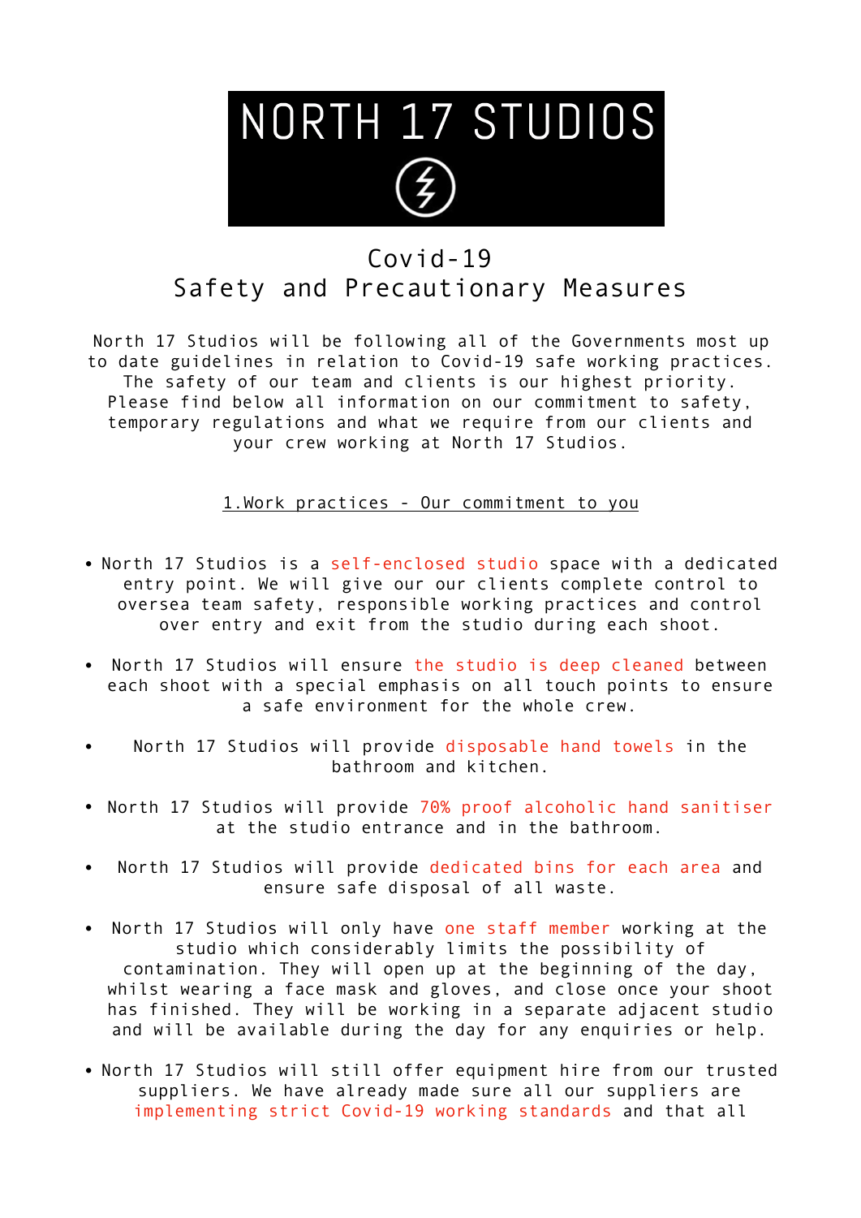# NORTH 17 STUDIOS

## Covid-19
## Safety and Precautionary Measures

North 17 Studios will be following all of the Governments most up to date guidelines in relation to Covid-19 safe working practices. The safety of our team and clients is our highest priority. Please find below all information on our commitment to safety, temporary regulations and what we require from our clients and your crew working at North 17 Studios.

### 1.Work practices - Our commitment to you

- North 17 Studios is a self-enclosed studio space with a dedicated entry point. We will give our our clients complete control to oversea team safety, responsible working practices and control over entry and exit from the studio during each shoot.

- North 17 Studios will ensure the studio is deep cleaned between each shoot with a special emphasis on all touch points to ensure a safe environment for the whole crew.

- North 17 Studios will provide disposable hand towels in the bathroom and kitchen.

- North 17 Studios will provide 70% proof alcoholic hand sanitiser at the studio entrance and in the bathroom.

- North 17 Studios will provide dedicated bins for each area and ensure safe disposal of all waste.

- North 17 Studios will only have one staff member working at the studio which considerably limits the possibility of contamination. They will open up at the beginning of the day, whilst wearing a face mask and gloves, and close once your shoot has finished. They will be working in a separate adjacent studio and will be available during the day for any enquiries or help.

- North 17 Studios will still offer equipment hire from our trusted suppliers. We have already made sure all our suppliers are implementing strict Covid-19 working standards and that all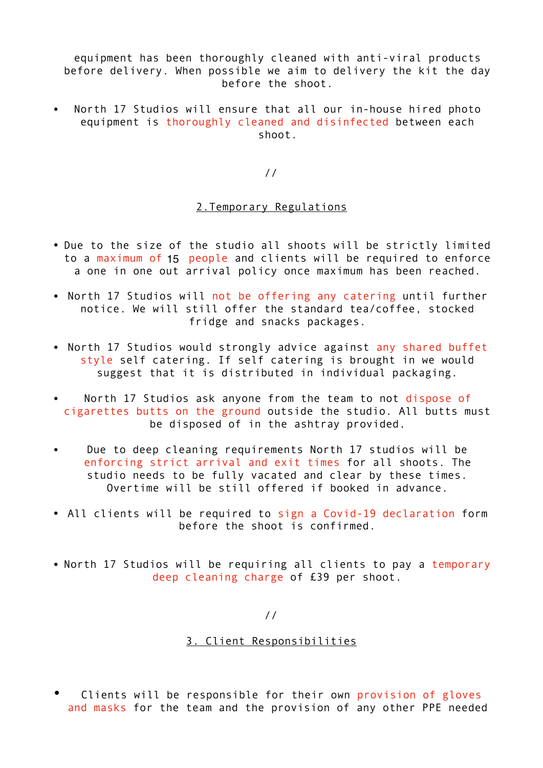equipment has been thoroughly cleaned with anti-viral products before delivery. When possible we aim to delivery the kit the day before the shoot.

- North 17 Studios will ensure that all our in-house hired photo equipment is thoroughly cleaned and disinfected between each shoot.

//

## 2.Temporary Regulations

- Due to the size of the studio all shoots will be strictly limited to a maximum of 15 people and clients will be required to enforce a one in one out arrival policy once maximum has been reached.

- North 17 Studios will not be offering any catering until further notice. We will still offer the standard tea/coffee, stocked fridge and snacks packages.

- North 17 Studios would strongly advice against any shared buffet style self catering. If self catering is brought in we would suggest that it is distributed in individual packaging.

- North 17 Studios ask anyone from the team to not dispose of cigarettes butts on the ground outside the studio. All butts must be disposed of in the ashtray provided.

- Due to deep cleaning requirements North 17 studios will be enforcing strict arrival and exit times for all shoots. The studio needs to be fully vacated and clear by these times. Overtime will be still offered if booked in advance.

- All clients will be required to sign a Covid-19 declaration form before the shoot is confirmed.

- North 17 Studios will be requiring all clients to pay a temporary deep cleaning charge of £39 per shoot.

//

## 3. Client Responsibilities

- Clients will be responsible for their own provision of gloves and masks for the team and the provision of any other PPE needed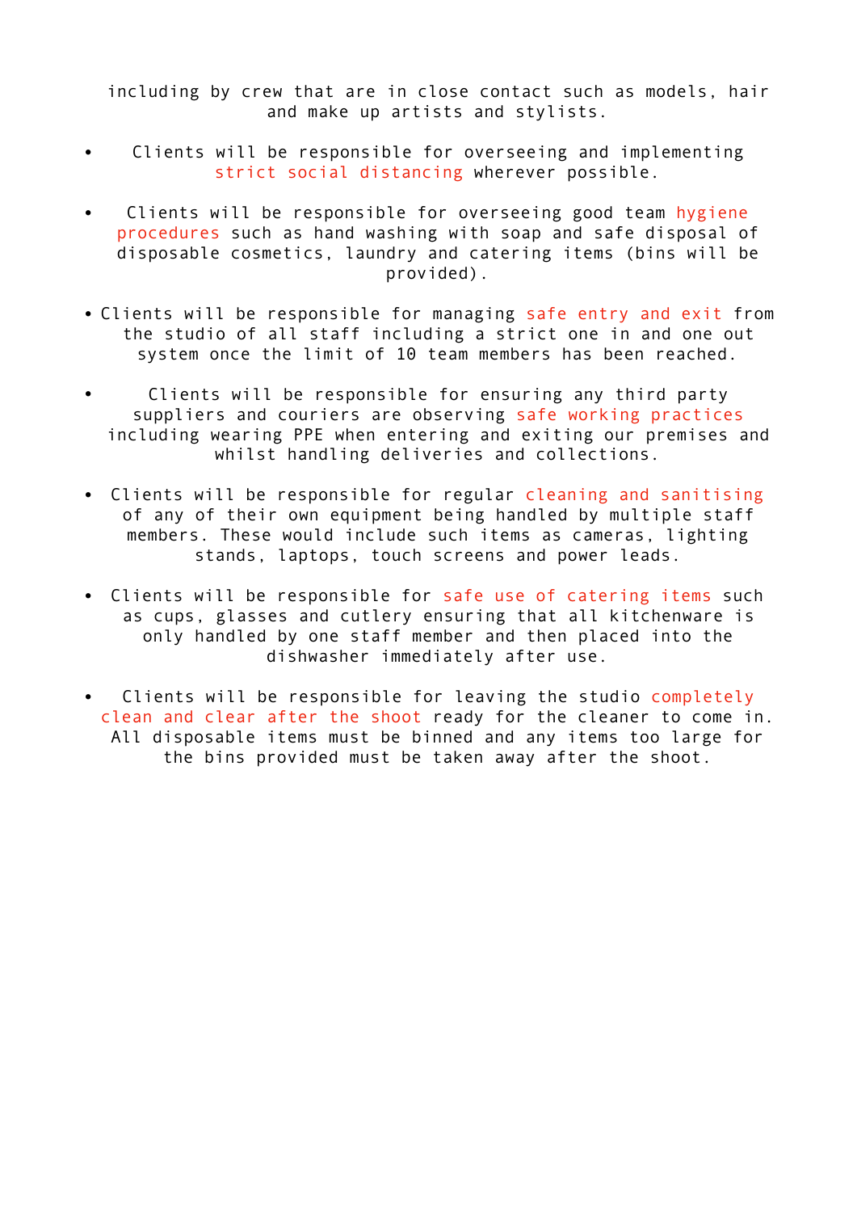including by crew that are in close contact such as models, hair and make up artists and stylists.

- Clients will be responsible for overseeing and implementing strict social distancing wherever possible.

- Clients will be responsible for overseeing good team hygiene procedures such as hand washing with soap and safe disposal of disposable cosmetics, laundry and catering items (bins will be provided).

- Clients will be responsible for managing safe entry and exit from the studio of all staff including a strict one in and one out system once the limit of 10 team members has been reached.

- Clients will be responsible for ensuring any third party suppliers and couriers are observing safe working practices including wearing PPE when entering and exiting our premises and whilst handling deliveries and collections.

- Clients will be responsible for regular cleaning and sanitising of any of their own equipment being handled by multiple staff members. These would include such items as cameras, lighting stands, laptops, touch screens and power leads.

- Clients will be responsible for safe use of catering items such as cups, glasses and cutlery ensuring that all kitchenware is only handled by one staff member and then placed into the dishwasher immediately after use.

- Clients will be responsible for leaving the studio completely clean and clear after the shoot ready for the cleaner to come in. All disposable items must be binned and any items too large for the bins provided must be taken away after the shoot.